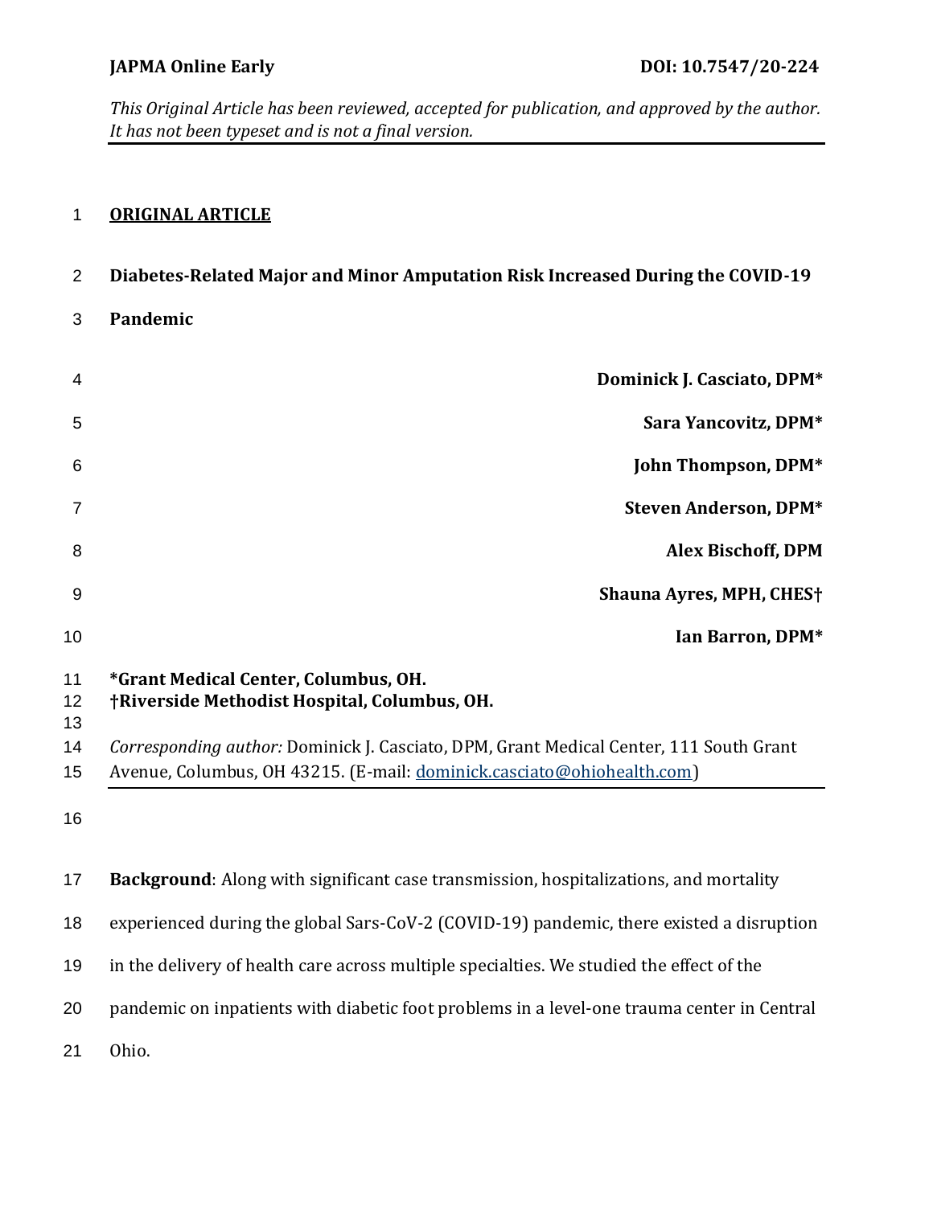JAPMA Online Early DOI: 10.7547/20-224

*This Original Article has been reviewed, accepted for publication, and approved by the author. It has not been typeset and is not a final version.*

**ORIGINAL ARTICLE**

# Diabetes-Related Major and Minor Amputation Risk Increased During the COVID-19 Pandemic

**Dominick J. Casciato, DPM***

**Sara Yancovitz, DPM***

**John Thompson, DPM***

**Steven Anderson, DPM***

**Alex Bischoff, DPM**

**Shauna Ayres, MPH, CHES†**

**Ian Barron, DPM***

***Grant Medical Center, Columbus, OH.**
**†Riverside Methodist Hospital, Columbus, OH.**

*Corresponding author:* Dominick J. Casciato, DPM, Grant Medical Center, 111 South Grant Avenue, Columbus, OH 43215. (E-mail: dominick.casciato@ohiohealth.com)

**Background**: Along with significant case transmission, hospitalizations, and mortality experienced during the global Sars-CoV-2 (COVID-19) pandemic, there existed a disruption in the delivery of health care across multiple specialties. We studied the effect of the pandemic on inpatients with diabetic foot problems in a level-one trauma center in Central Ohio.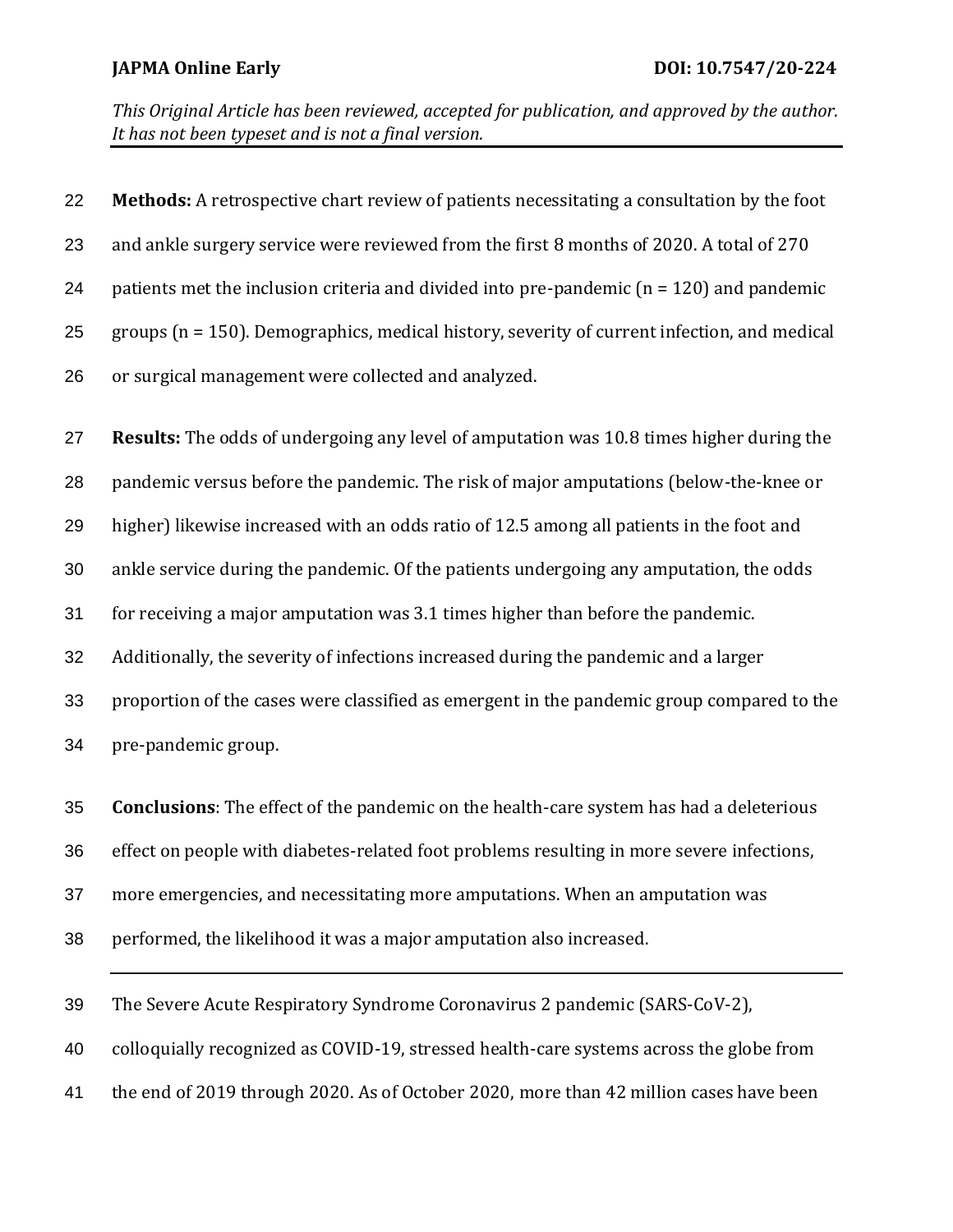**Methods:** A retrospective chart review of patients necessitating a consultation by the foot and ankle surgery service were reviewed from the first 8 months of 2020. A total of 270 patients met the inclusion criteria and divided into pre-pandemic (n = 120) and pandemic groups (n = 150). Demographics, medical history, severity of current infection, and medical or surgical management were collected and analyzed.

**Results:** The odds of undergoing any level of amputation was 10.8 times higher during the pandemic versus before the pandemic. The risk of major amputations (below-the-knee or higher) likewise increased with an odds ratio of 12.5 among all patients in the foot and ankle service during the pandemic. Of the patients undergoing any amputation, the odds for receiving a major amputation was 3.1 times higher than before the pandemic. Additionally, the severity of infections increased during the pandemic and a larger proportion of the cases were classified as emergent in the pandemic group compared to the pre-pandemic group.

**Conclusions**: The effect of the pandemic on the health-care system has had a deleterious effect on people with diabetes-related foot problems resulting in more severe infections, more emergencies, and necessitating more amputations. When an amputation was performed, the likelihood it was a major amputation also increased.

---

The Severe Acute Respiratory Syndrome Coronavirus 2 pandemic (SARS-CoV-2), colloquially recognized as COVID-19, stressed health-care systems across the globe from the end of 2019 through 2020. As of October 2020, more than 42 million cases have been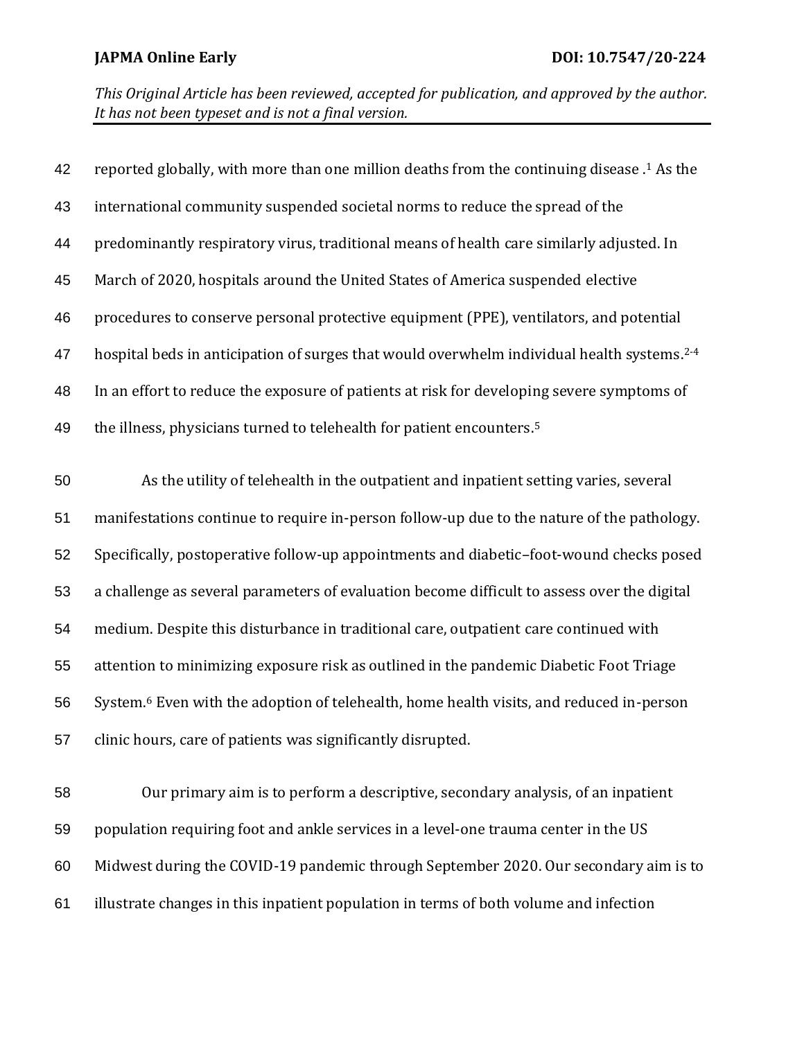reported globally, with more than one million deaths from the continuing disease .[1] As the international community suspended societal norms to reduce the spread of the predominantly respiratory virus, traditional means of health care similarly adjusted. In March of 2020, hospitals around the United States of America suspended elective procedures to conserve personal protective equipment (PPE), ventilators, and potential hospital beds in anticipation of surges that would overwhelm individual health systems.[2-4] In an effort to reduce the exposure of patients at risk for developing severe symptoms of the illness, physicians turned to telehealth for patient encounters.[5]

As the utility of telehealth in the outpatient and inpatient setting varies, several manifestations continue to require in-person follow-up due to the nature of the pathology. Specifically, postoperative follow-up appointments and diabetic–foot-wound checks posed a challenge as several parameters of evaluation become difficult to assess over the digital medium. Despite this disturbance in traditional care, outpatient care continued with attention to minimizing exposure risk as outlined in the pandemic Diabetic Foot Triage System.[6] Even with the adoption of telehealth, home health visits, and reduced in-person clinic hours, care of patients was significantly disrupted.

Our primary aim is to perform a descriptive, secondary analysis, of an inpatient population requiring foot and ankle services in a level-one trauma center in the US Midwest during the COVID-19 pandemic through September 2020. Our secondary aim is to illustrate changes in this inpatient population in terms of both volume and infection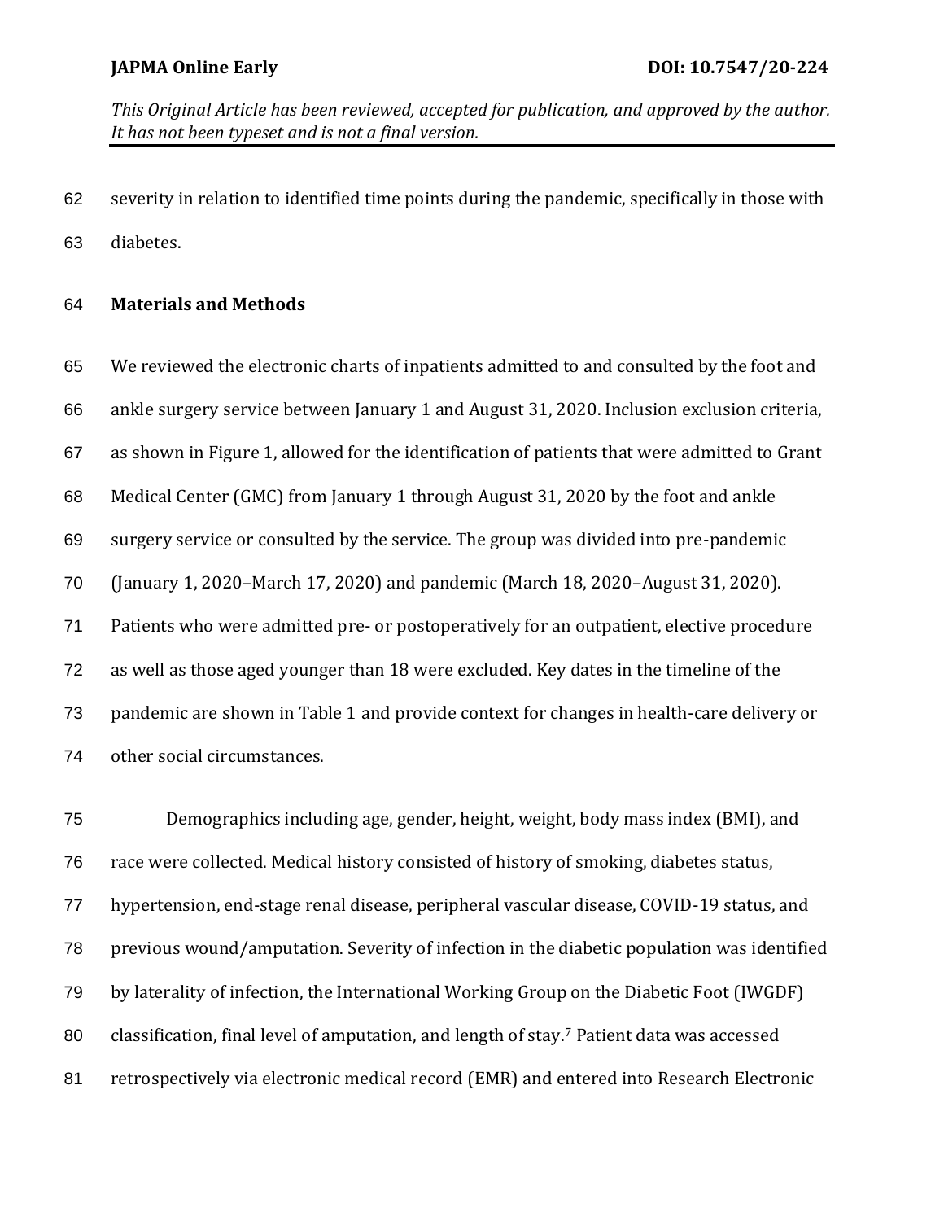severity in relation to identified time points during the pandemic, specifically in those with diabetes.

## Materials and Methods

We reviewed the electronic charts of inpatients admitted to and consulted by the foot and ankle surgery service between January 1 and August 31, 2020. Inclusion exclusion criteria, as shown in Figure 1, allowed for the identification of patients that were admitted to Grant Medical Center (GMC) from January 1 through August 31, 2020 by the foot and ankle surgery service or consulted by the service. The group was divided into pre-pandemic (January 1, 2020–March 17, 2020) and pandemic (March 18, 2020–August 31, 2020). Patients who were admitted pre- or postoperatively for an outpatient, elective procedure as well as those aged younger than 18 were excluded. Key dates in the timeline of the pandemic are shown in Table 1 and provide context for changes in health-care delivery or other social circumstances.

Demographics including age, gender, height, weight, body mass index (BMI), and race were collected. Medical history consisted of history of smoking, diabetes status, hypertension, end-stage renal disease, peripheral vascular disease, COVID-19 status, and previous wound/amputation. Severity of infection in the diabetic population was identified by laterality of infection, the International Working Group on the Diabetic Foot (IWGDF) classification, final level of amputation, and length of stay.[7] Patient data was accessed retrospectively via electronic medical record (EMR) and entered into Research Electronic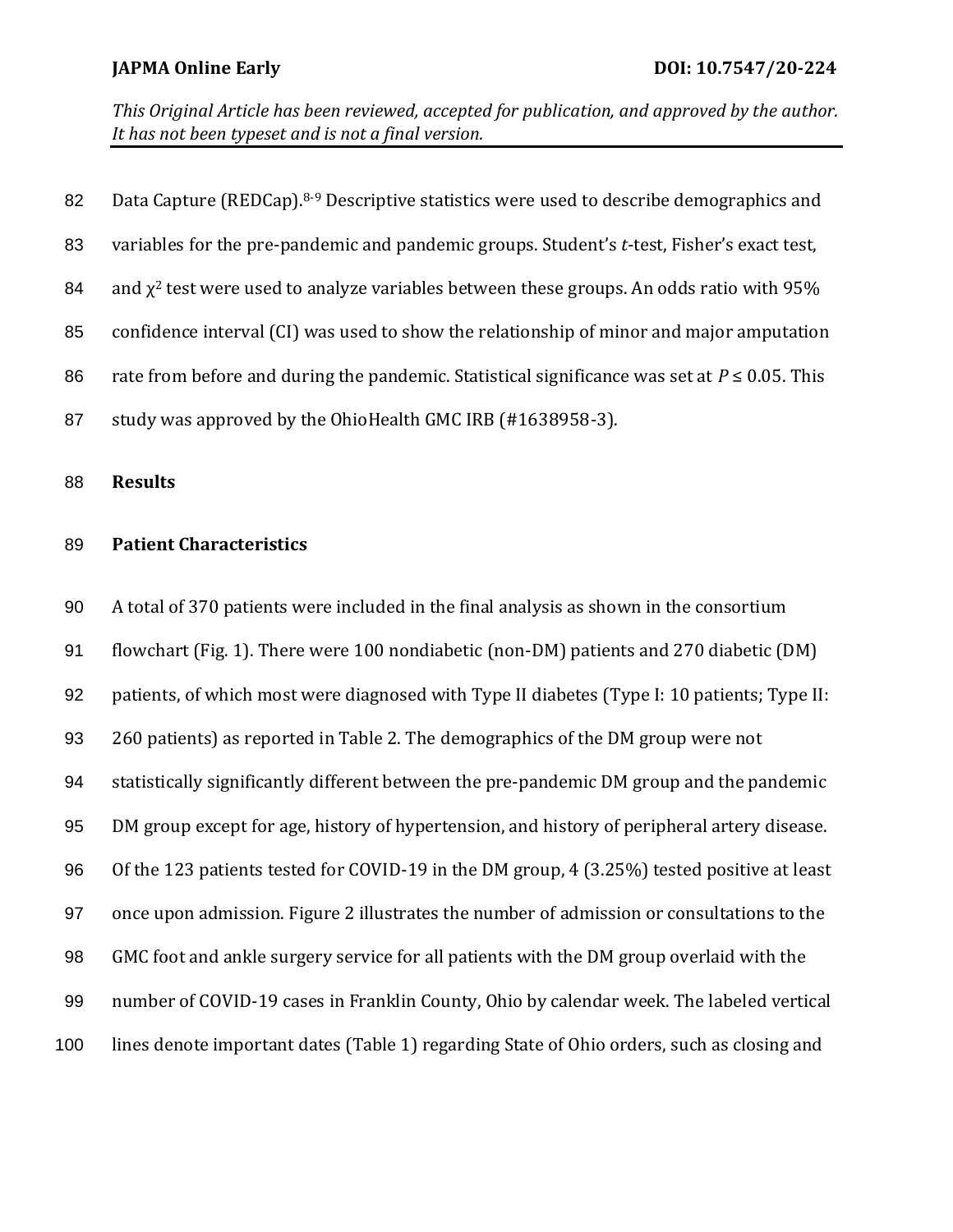Data Capture (REDCap).[8-9] Descriptive statistics were used to describe demographics and variables for the pre-pandemic and pandemic groups. Student's *t*-test, Fisher's exact test, and $\chi^2$ test were used to analyze variables between these groups. An odds ratio with 95% confidence interval (CI) was used to show the relationship of minor and major amputation rate from before and during the pandemic. Statistical significance was set at $P \leq 0.05$. This study was approved by the OhioHealth GMC IRB (#1638958-3).

## Results

### Patient Characteristics

A total of 370 patients were included in the final analysis as shown in the consortium flowchart (Fig. 1). There were 100 nondiabetic (non-DM) patients and 270 diabetic (DM) patients, of which most were diagnosed with Type II diabetes (Type I: 10 patients; Type II: 260 patients) as reported in Table 2. The demographics of the DM group were not statistically significantly different between the pre-pandemic DM group and the pandemic DM group except for age, history of hypertension, and history of peripheral artery disease. Of the 123 patients tested for COVID-19 in the DM group, 4 (3.25%) tested positive at least once upon admission. Figure 2 illustrates the number of admission or consultations to the GMC foot and ankle surgery service for all patients with the DM group overlaid with the number of COVID-19 cases in Franklin County, Ohio by calendar week. The labeled vertical lines denote important dates (Table 1) regarding State of Ohio orders, such as closing and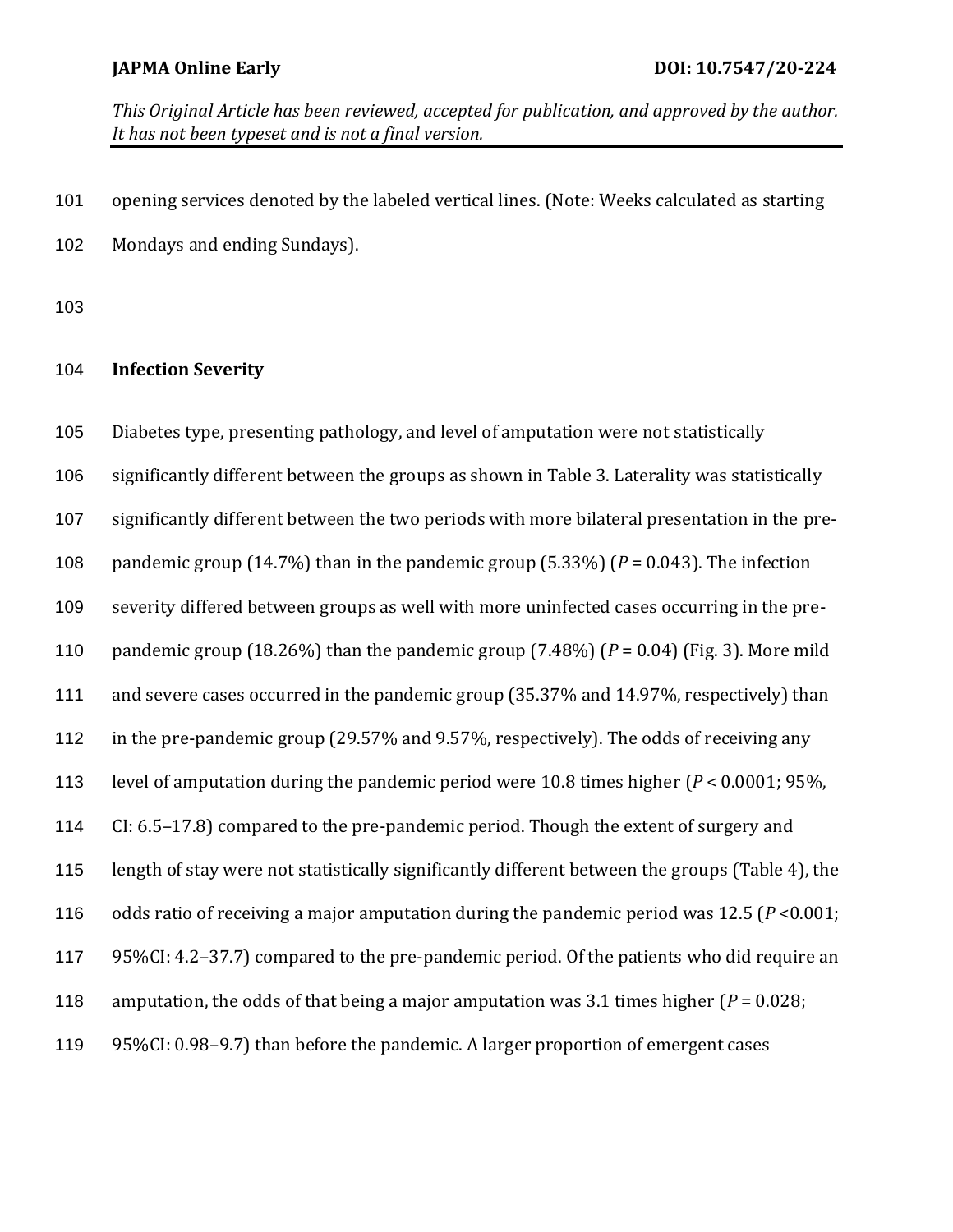opening services denoted by the labeled vertical lines. (Note: Weeks calculated as starting Mondays and ending Sundays).

**Infection Severity**

Diabetes type, presenting pathology, and level of amputation were not statistically significantly different between the groups as shown in Table 3. Laterality was statistically significantly different between the two periods with more bilateral presentation in the pre-pandemic group (14.7%) than in the pandemic group (5.33%) ($P = 0.043$). The infection severity differed between groups as well with more uninfected cases occurring in the pre-pandemic group (18.26%) than the pandemic group (7.48%) ($P = 0.04$) (Fig. 3). More mild and severe cases occurred in the pandemic group (35.37% and 14.97%, respectively) than in the pre-pandemic group (29.57% and 9.57%, respectively). The odds of receiving any level of amputation during the pandemic period were 10.8 times higher ($P < 0.0001$; 95%, CI: 6.5–17.8) compared to the pre-pandemic period. Though the extent of surgery and length of stay were not statistically significantly different between the groups (Table 4), the odds ratio of receiving a major amputation during the pandemic period was 12.5 ($P < 0.001$; 95%CI: 4.2–37.7) compared to the pre-pandemic period. Of the patients who did require an amputation, the odds of that being a major amputation was 3.1 times higher ($P = 0.028$; 95%CI: 0.98–9.7) than before the pandemic. A larger proportion of emergent cases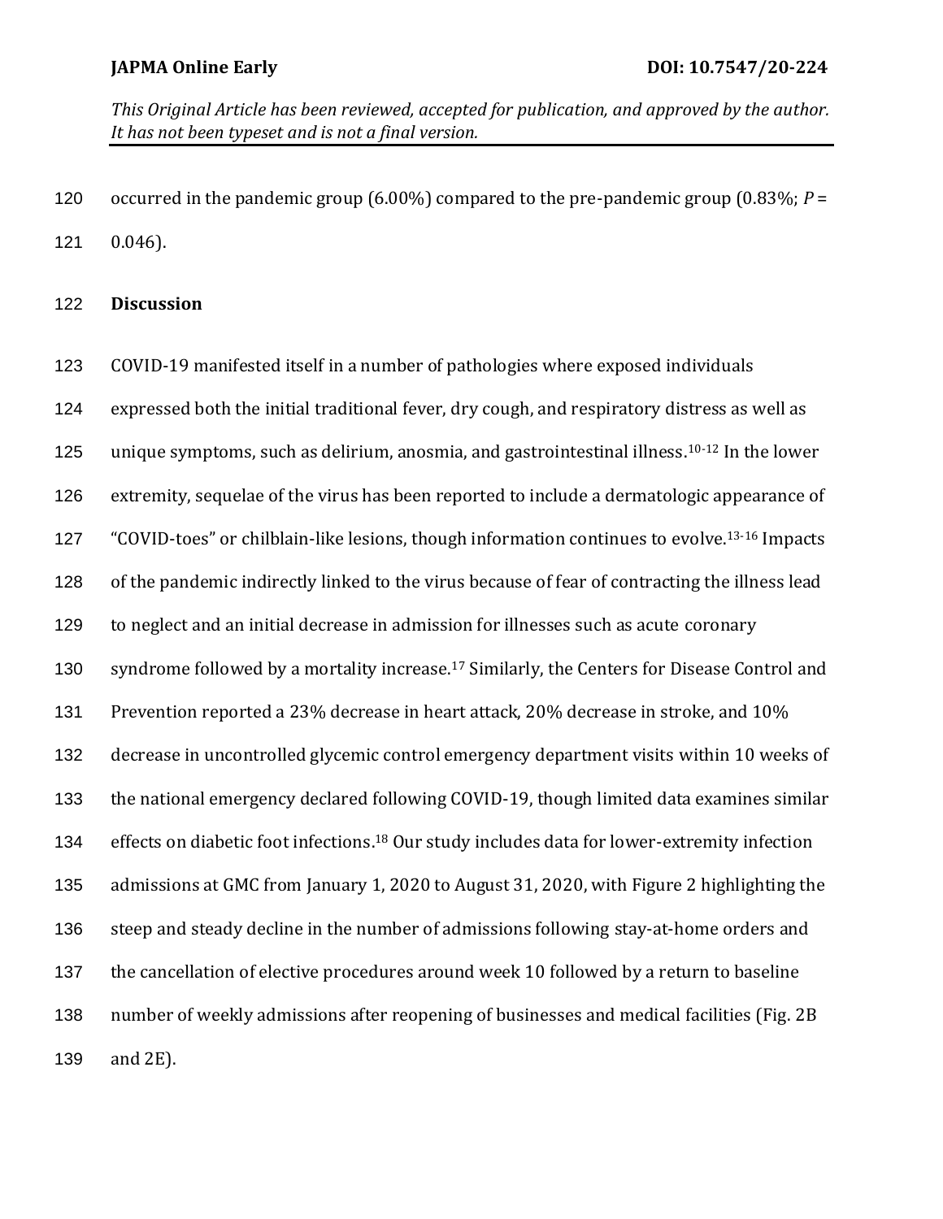occurred in the pandemic group (6.00%) compared to the pre-pandemic group (0.83%; *P* = 0.046).

## Discussion

COVID-19 manifested itself in a number of pathologies where exposed individuals expressed both the initial traditional fever, dry cough, and respiratory distress as well as unique symptoms, such as delirium, anosmia, and gastrointestinal illness.[10-12] In the lower extremity, sequelae of the virus has been reported to include a dermatologic appearance of "COVID-toes" or chilblain-like lesions, though information continues to evolve.[13-16] Impacts of the pandemic indirectly linked to the virus because of fear of contracting the illness lead to neglect and an initial decrease in admission for illnesses such as acute coronary syndrome followed by a mortality increase.[17] Similarly, the Centers for Disease Control and Prevention reported a 23% decrease in heart attack, 20% decrease in stroke, and 10% decrease in uncontrolled glycemic control emergency department visits within 10 weeks of the national emergency declared following COVID-19, though limited data examines similar effects on diabetic foot infections.[18] Our study includes data for lower-extremity infection admissions at GMC from January 1, 2020 to August 31, 2020, with Figure 2 highlighting the steep and steady decline in the number of admissions following stay-at-home orders and the cancellation of elective procedures around week 10 followed by a return to baseline number of weekly admissions after reopening of businesses and medical facilities (Fig. 2B and 2E).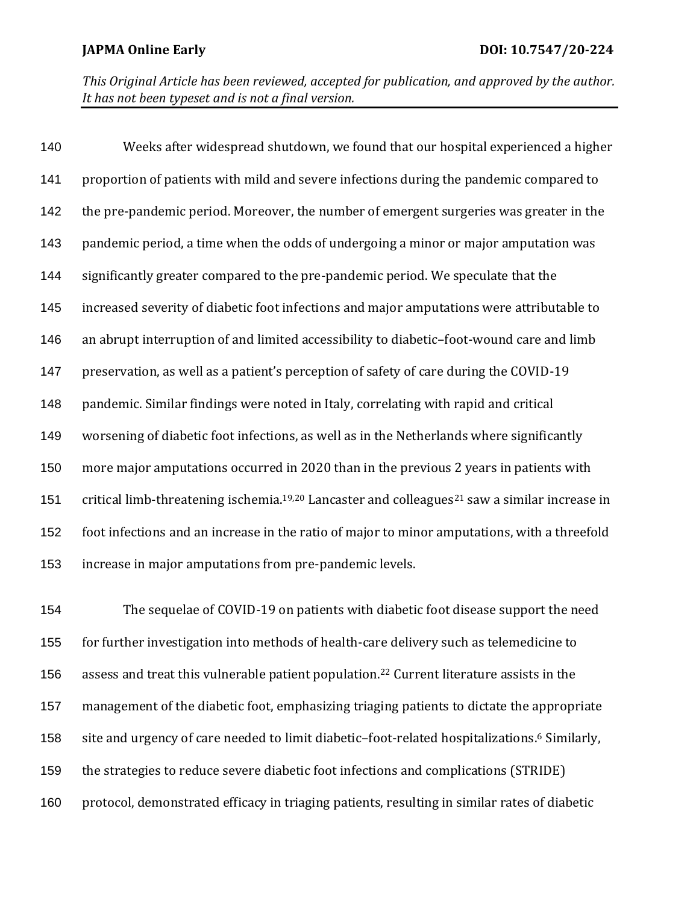Weeks after widespread shutdown, we found that our hospital experienced a higher proportion of patients with mild and severe infections during the pandemic compared to the pre-pandemic period. Moreover, the number of emergent surgeries was greater in the pandemic period, a time when the odds of undergoing a minor or major amputation was significantly greater compared to the pre-pandemic period. We speculate that the increased severity of diabetic foot infections and major amputations were attributable to an abrupt interruption of and limited accessibility to diabetic–foot-wound care and limb preservation, as well as a patient's perception of safety of care during the COVID-19 pandemic. Similar findings were noted in Italy, correlating with rapid and critical worsening of diabetic foot infections, as well as in the Netherlands where significantly more major amputations occurred in 2020 than in the previous 2 years in patients with critical limb-threatening ischemia.[19,20] Lancaster and colleagues[21] saw a similar increase in foot infections and an increase in the ratio of major to minor amputations, with a threefold increase in major amputations from pre-pandemic levels.

The sequelae of COVID-19 on patients with diabetic foot disease support the need for further investigation into methods of health-care delivery such as telemedicine to assess and treat this vulnerable patient population.[22] Current literature assists in the management of the diabetic foot, emphasizing triaging patients to dictate the appropriate site and urgency of care needed to limit diabetic–foot-related hospitalizations.[6] Similarly, the strategies to reduce severe diabetic foot infections and complications (STRIDE) protocol, demonstrated efficacy in triaging patients, resulting in similar rates of diabetic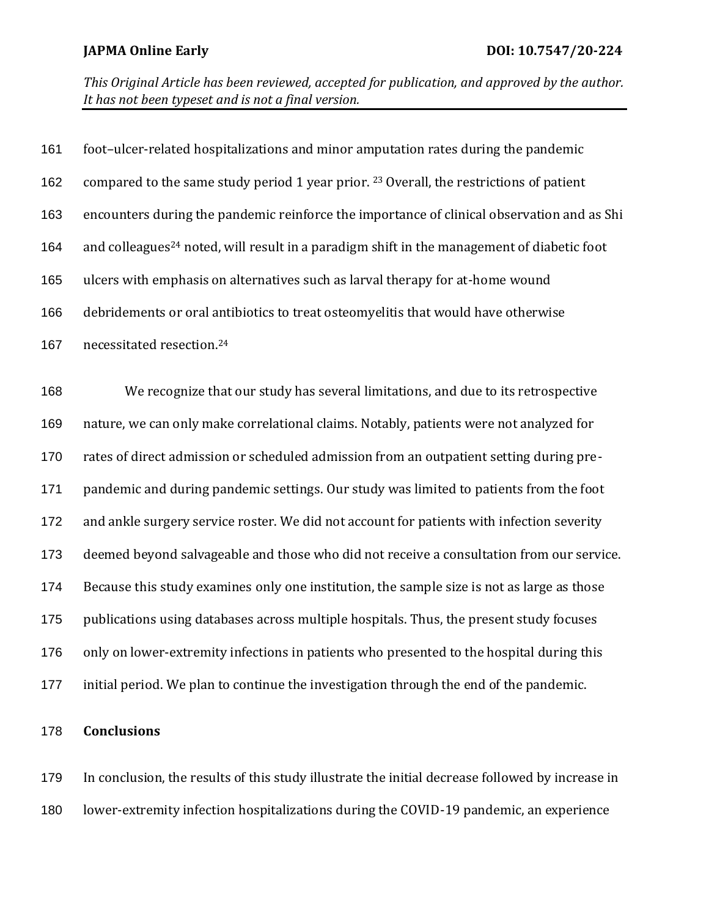foot–ulcer-related hospitalizations and minor amputation rates during the pandemic compared to the same study period 1 year prior. [23] Overall, the restrictions of patient encounters during the pandemic reinforce the importance of clinical observation and as Shi and colleagues[24] noted, will result in a paradigm shift in the management of diabetic foot ulcers with emphasis on alternatives such as larval therapy for at-home wound debridements or oral antibiotics to treat osteomyelitis that would have otherwise necessitated resection.[24]

We recognize that our study has several limitations, and due to its retrospective nature, we can only make correlational claims. Notably, patients were not analyzed for rates of direct admission or scheduled admission from an outpatient setting during pre-pandemic and during pandemic settings. Our study was limited to patients from the foot and ankle surgery service roster. We did not account for patients with infection severity deemed beyond salvageable and those who did not receive a consultation from our service. Because this study examines only one institution, the sample size is not as large as those publications using databases across multiple hospitals. Thus, the present study focuses only on lower-extremity infections in patients who presented to the hospital during this initial period. We plan to continue the investigation through the end of the pandemic.

## Conclusions

In conclusion, the results of this study illustrate the initial decrease followed by increase in lower-extremity infection hospitalizations during the COVID-19 pandemic, an experience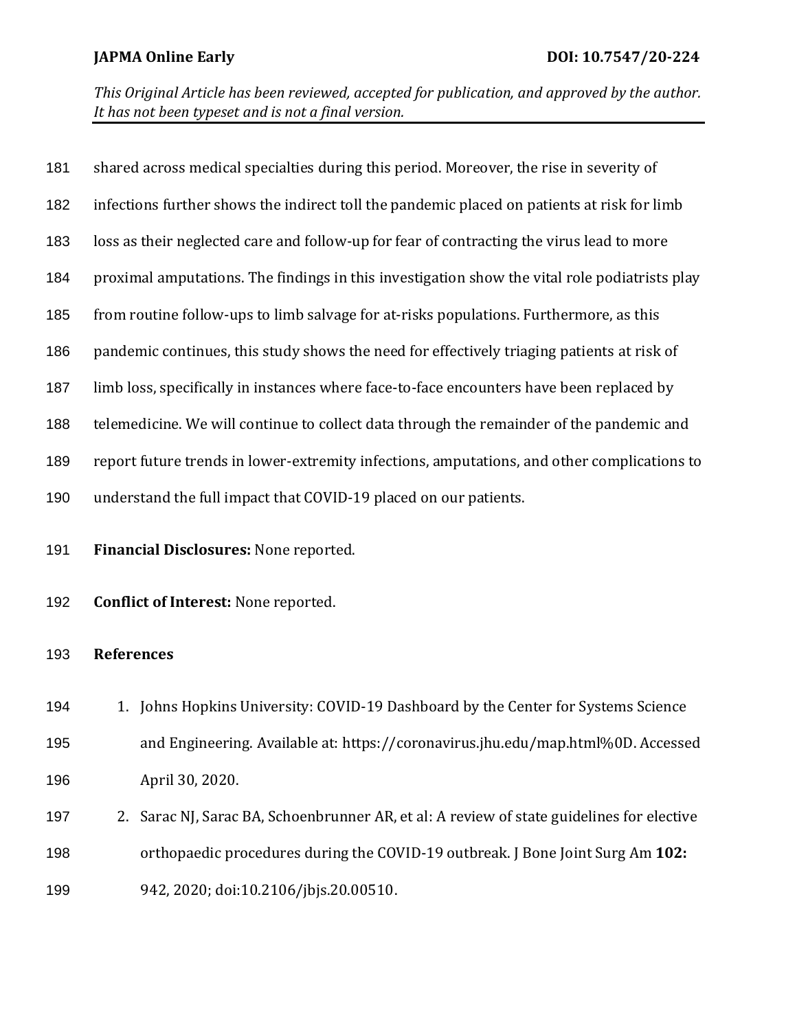shared across medical specialties during this period. Moreover, the rise in severity of infections further shows the indirect toll the pandemic placed on patients at risk for limb loss as their neglected care and follow-up for fear of contracting the virus lead to more proximal amputations. The findings in this investigation show the vital role podiatrists play from routine follow-ups to limb salvage for at-risks populations. Furthermore, as this pandemic continues, this study shows the need for effectively triaging patients at risk of limb loss, specifically in instances where face-to-face encounters have been replaced by telemedicine. We will continue to collect data through the remainder of the pandemic and report future trends in lower-extremity infections, amputations, and other complications to understand the full impact that COVID-19 placed on our patients.

**Financial Disclosures:** None reported.

**Conflict of Interest:** None reported.

**References**

1. Johns Hopkins University: COVID-19 Dashboard by the Center for Systems Science and Engineering. Available at: https://coronavirus.jhu.edu/map.html%0D. Accessed April 30, 2020.
2. Sarac NJ, Sarac BA, Schoenbrunner AR, et al: A review of state guidelines for elective orthopaedic procedures during the COVID-19 outbreak. J Bone Joint Surg Am **102:** 942, 2020; doi:10.2106/jbjs.20.00510.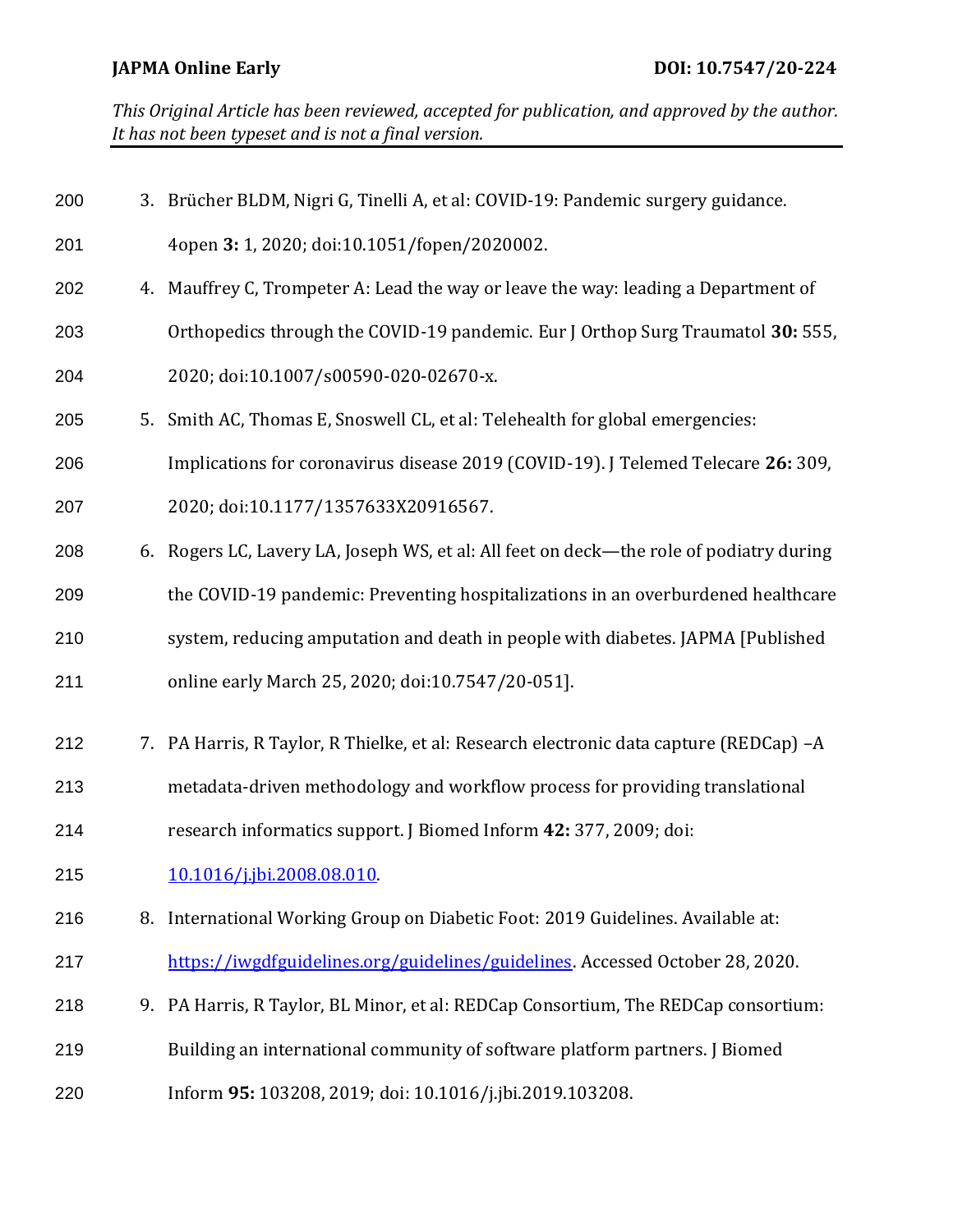3. Brücher BLDM, Nigri G, Tinelli A, et al: COVID-19: Pandemic surgery guidance. 4open **3:** 1, 2020; doi:10.1051/fopen/2020002.
4. Mauffrey C, Trompeter A: Lead the way or leave the way: leading a Department of Orthopedics through the COVID-19 pandemic. Eur J Orthop Surg Traumatol **30:** 555, 2020; doi:10.1007/s00590-020-02670-x.
5. Smith AC, Thomas E, Snoswell CL, et al: Telehealth for global emergencies: Implications for coronavirus disease 2019 (COVID-19). J Telemed Telecare **26:** 309, 2020; doi:10.1177/1357633X20916567.
6. Rogers LC, Lavery LA, Joseph WS, et al: All feet on deck—the role of podiatry during the COVID-19 pandemic: Preventing hospitalizations in an overburdened healthcare system, reducing amputation and death in people with diabetes. JAPMA [Published online early March 25, 2020; doi:10.7547/20-051].
7. PA Harris, R Taylor, R Thielke, et al: Research electronic data capture (REDCap) –A metadata-driven methodology and workflow process for providing translational research informatics support. J Biomed Inform **42:** 377, 2009; doi: [10.1016/j.jbi.2008.08.010](https://doi.org/10.1016/j.jbi.2008.08.010).
8. International Working Group on Diabetic Foot: 2019 Guidelines. Available at: [https://iwgdfguidelines.org/guidelines/guidelines](https://iwgdfguidelines.org/guidelines/guidelines). Accessed October 28, 2020.
9. PA Harris, R Taylor, BL Minor, et al: REDCap Consortium, The REDCap consortium: Building an international community of software platform partners. J Biomed Inform **95:** 103208, 2019; doi: 10.1016/j.jbi.2019.103208.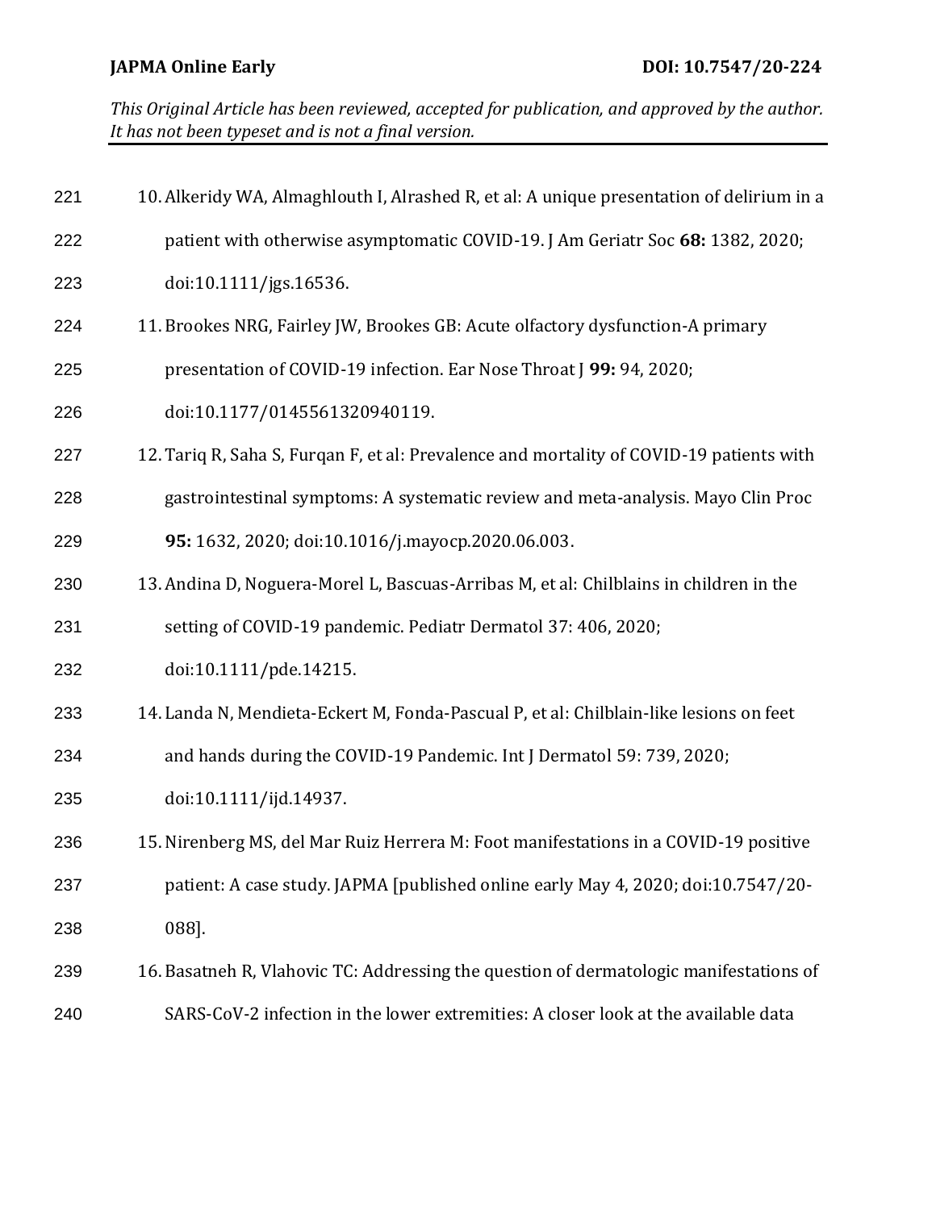10. Alkeridy WA, Almaghlouth I, Alrashed R, et al: A unique presentation of delirium in a patient with otherwise asymptomatic COVID-19. J Am Geriatr Soc **68:** 1382, 2020; doi:10.1111/jgs.16536.
11. Brookes NRG, Fairley JW, Brookes GB: Acute olfactory dysfunction-A primary presentation of COVID-19 infection. Ear Nose Throat J **99:** 94, 2020; doi:10.1177/0145561320940119.
12. Tariq R, Saha S, Furqan F, et al: Prevalence and mortality of COVID-19 patients with gastrointestinal symptoms: A systematic review and meta-analysis. Mayo Clin Proc **95:** 1632, 2020; doi:10.1016/j.mayocp.2020.06.003.
13. Andina D, Noguera-Morel L, Bascuas-Arribas M, et al: Chilblains in children in the setting of COVID-19 pandemic. Pediatr Dermatol 37: 406, 2020; doi:10.1111/pde.14215.
14. Landa N, Mendieta-Eckert M, Fonda-Pascual P, et al: Chilblain-like lesions on feet and hands during the COVID-19 Pandemic. Int J Dermatol 59: 739, 2020; doi:10.1111/ijd.14937.
15. Nirenberg MS, del Mar Ruiz Herrera M: Foot manifestations in a COVID-19 positive patient: A case study. JAPMA [published online early May 4, 2020; doi:10.7547/20-088].
16. Basatneh R, Vlahovic TC: Addressing the question of dermatologic manifestations of SARS-CoV-2 infection in the lower extremities: A closer look at the available data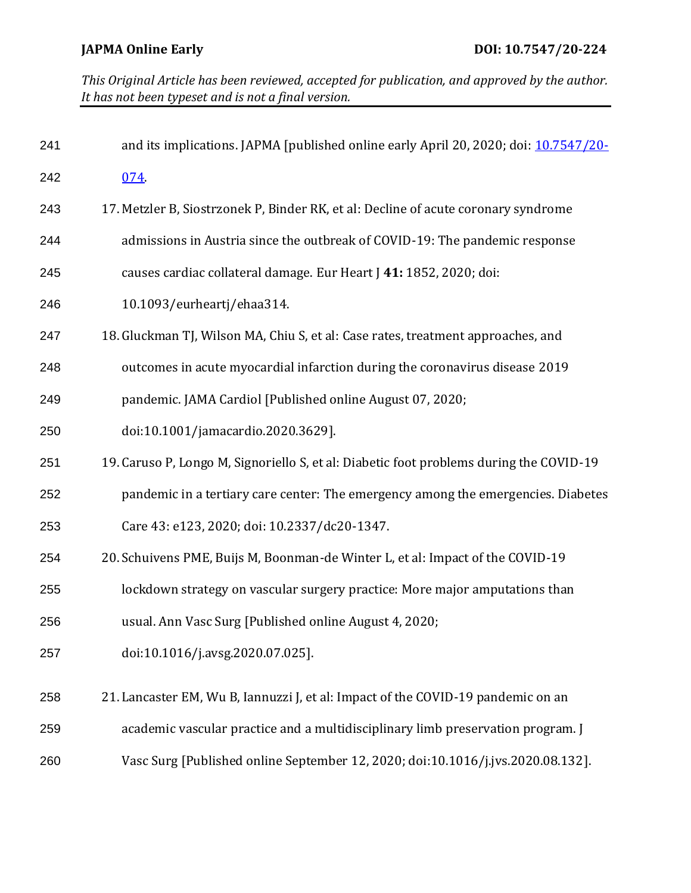and its implications. JAPMA [published online early April 20, 2020; doi: 10.7547/20-074.

17. Metzler B, Siostrzonek P, Binder RK, et al: Decline of acute coronary syndrome admissions in Austria since the outbreak of COVID-19: The pandemic response causes cardiac collateral damage. Eur Heart J **41:** 1852, 2020; doi: 10.1093/eurheartj/ehaa314.
18. Gluckman TJ, Wilson MA, Chiu S, et al: Case rates, treatment approaches, and outcomes in acute myocardial infarction during the coronavirus disease 2019 pandemic. JAMA Cardiol [Published online August 07, 2020; doi:10.1001/jamacardio.2020.3629].
19. Caruso P, Longo M, Signoriello S, et al: Diabetic foot problems during the COVID-19 pandemic in a tertiary care center: The emergency among the emergencies. Diabetes Care 43: e123, 2020; doi: 10.2337/dc20-1347.
20. Schuivens PME, Buijs M, Boonman-de Winter L, et al: Impact of the COVID-19 lockdown strategy on vascular surgery practice: More major amputations than usual. Ann Vasc Surg [Published online August 4, 2020; doi:10.1016/j.avsg.2020.07.025].
21. Lancaster EM, Wu B, Iannuzzi J, et al: Impact of the COVID-19 pandemic on an academic vascular practice and a multidisciplinary limb preservation program. J Vasc Surg [Published online September 12, 2020; doi:10.1016/j.jvs.2020.08.132].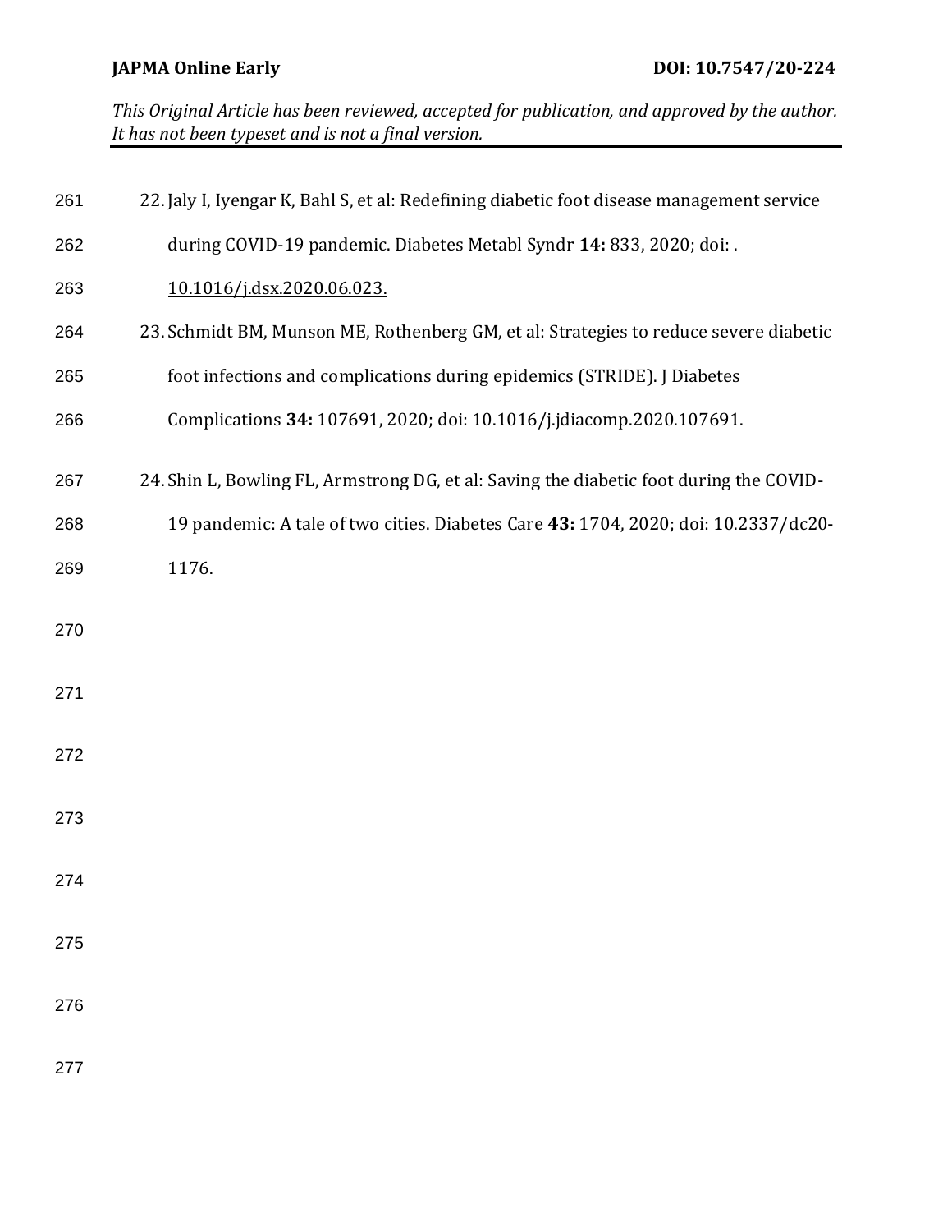22. Jaly I, Iyengar K, Bahl S, et al: Redefining diabetic foot disease management service during COVID-19 pandemic. Diabetes Metabl Syndr **14:** 833, 2020; doi: . 10.1016/j.dsx.2020.06.023.

23. Schmidt BM, Munson ME, Rothenberg GM, et al: Strategies to reduce severe diabetic foot infections and complications during epidemics (STRIDE). J Diabetes Complications **34:** 107691, 2020; doi: 10.1016/j.jdiacomp.2020.107691.

24. Shin L, Bowling FL, Armstrong DG, et al: Saving the diabetic foot during the COVID-19 pandemic: A tale of two cities. Diabetes Care **43:** 1704, 2020; doi: 10.2337/dc20-1176.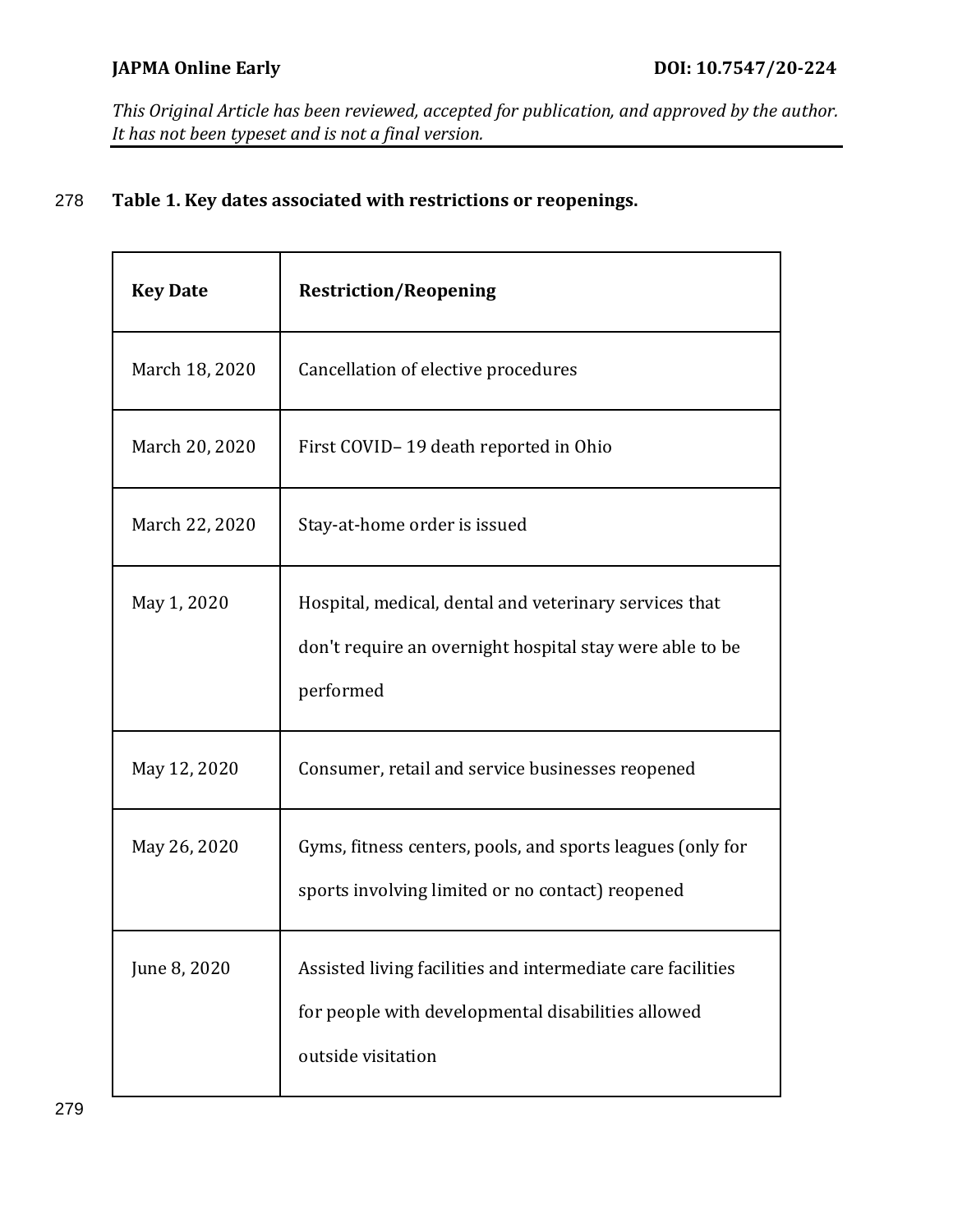**Table 1. Key dates associated with restrictions or reopenings.**

| Key Date | Restriction/Reopening |
|---|---|
| March 18, 2020 | Cancellation of elective procedures |
| March 20, 2020 | First COVID– 19 death reported in Ohio |
| March 22, 2020 | Stay-at-home order is issued |
| May 1, 2020 | Hospital, medical, dental and veterinary services that don't require an overnight hospital stay were able to be performed |
| May 12, 2020 | Consumer, retail and service businesses reopened |
| May 26, 2020 | Gyms, fitness centers, pools, and sports leagues (only for sports involving limited or no contact) reopened |
| June 8, 2020 | Assisted living facilities and intermediate care facilities for people with developmental disabilities allowed outside visitation |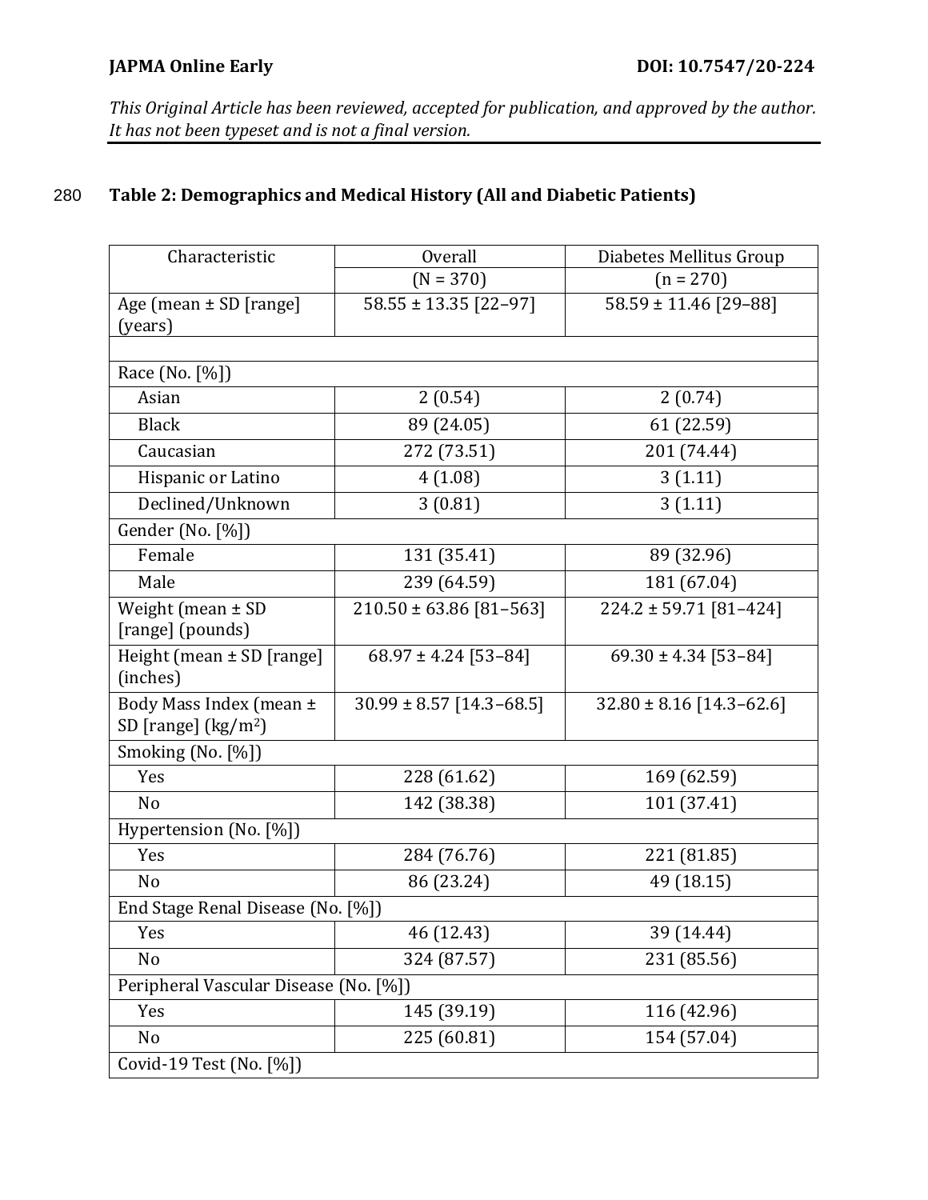**Table 2: Demographics and Medical History (All and Diabetic Patients)**

| Characteristic | Overall | Diabetes Mellitus Group |
|---|---|---|
| | (N = 370) | (n = 270) |
| Age (mean ± SD [range] (years) | 58.55 ± 13.35 [22–97] | 58.59 ± 11.46 [29–88] |
| | | |
| Race (No. [%]) | | |
| Asian | 2 (0.54) | 2 (0.74) |
| Black | 89 (24.05) | 61 (22.59) |
| Caucasian | 272 (73.51) | 201 (74.44) |
| Hispanic or Latino | 4 (1.08) | 3 (1.11) |
| Declined/Unknown | 3 (0.81) | 3 (1.11) |
| Gender (No. [%]) | | |
| Female | 131 (35.41) | 89 (32.96) |
| Male | 239 (64.59) | 181 (67.04) |
| Weight (mean ± SD [range] (pounds) | 210.50 ± 63.86 [81–563] | 224.2 ± 59.71 [81–424] |
| Height (mean ± SD [range] (inches) | 68.97 ± 4.24 [53–84] | 69.30 ± 4.34 [53–84] |
| Body Mass Index (mean ± SD [range] (kg/m$^2$) | 30.99 ± 8.57 [14.3–68.5] | 32.80 ± 8.16 [14.3–62.6] |
| Smoking (No. [%]) | | |
| Yes | 228 (61.62) | 169 (62.59) |
| No | 142 (38.38) | 101 (37.41) |
| Hypertension (No. [%]) | | |
| Yes | 284 (76.76) | 221 (81.85) |
| No | 86 (23.24) | 49 (18.15) |
| End Stage Renal Disease (No. [%]) | | |
| Yes | 46 (12.43) | 39 (14.44) |
| No | 324 (87.57) | 231 (85.56) |
| Peripheral Vascular Disease (No. [%]) | | |
| Yes | 145 (39.19) | 116 (42.96) |
| No | 225 (60.81) | 154 (57.04) |
| Covid-19 Test (No. [%]) | | |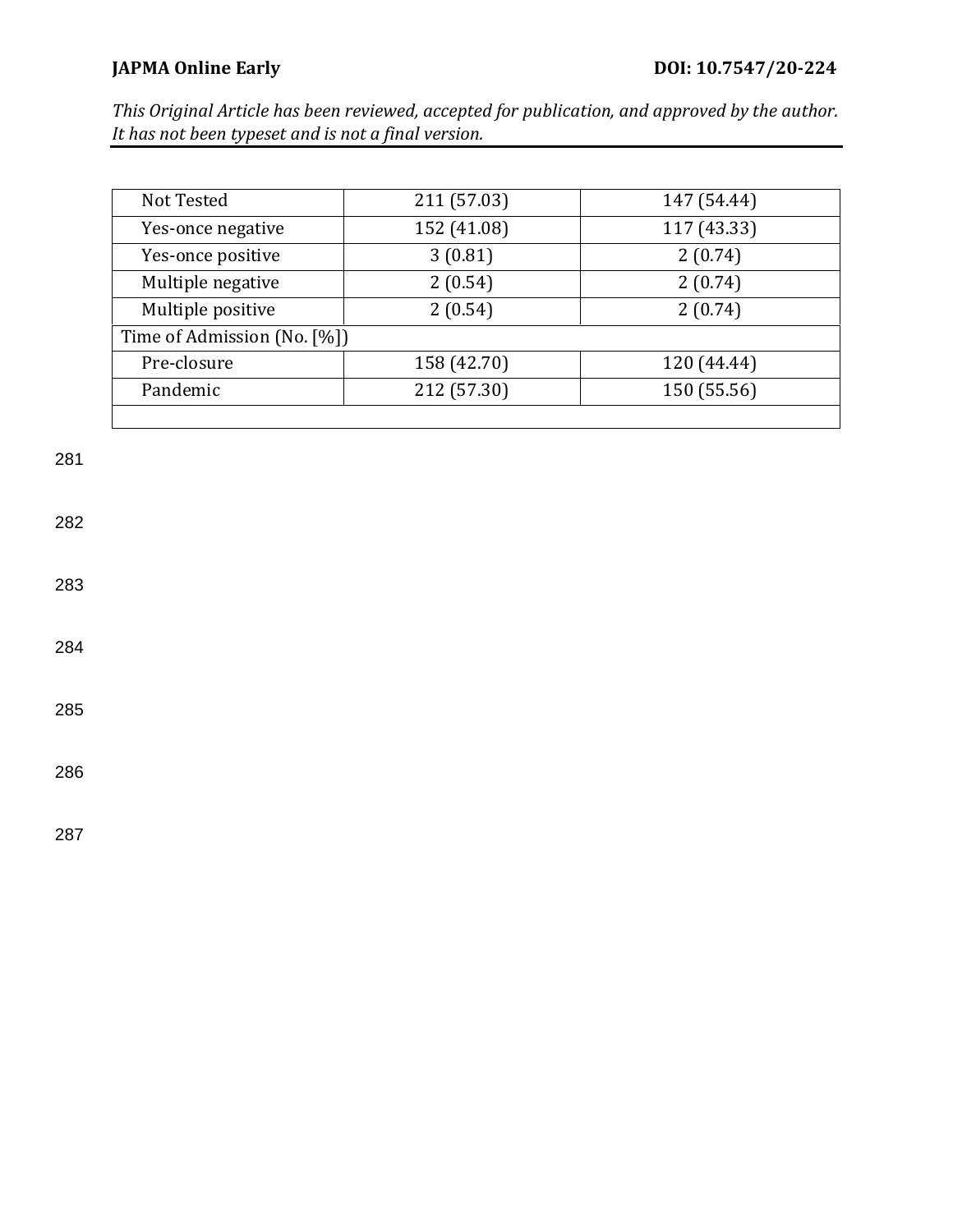| | | |
|---|---|---|
| Not Tested | 211 (57.03) | 147 (54.44) |
| Yes-once negative | 152 (41.08) | 117 (43.33) |
| Yes-once positive | 3 (0.81) | 2 (0.74) |
| Multiple negative | 2 (0.54) | 2 (0.74) |
| Multiple positive | 2 (0.54) | 2 (0.74) |
| Time of Admission (No. [%]) | | |
| Pre-closure | 158 (42.70) | 120 (44.44) |
| Pandemic | 212 (57.30) | 150 (55.56) |
| | | |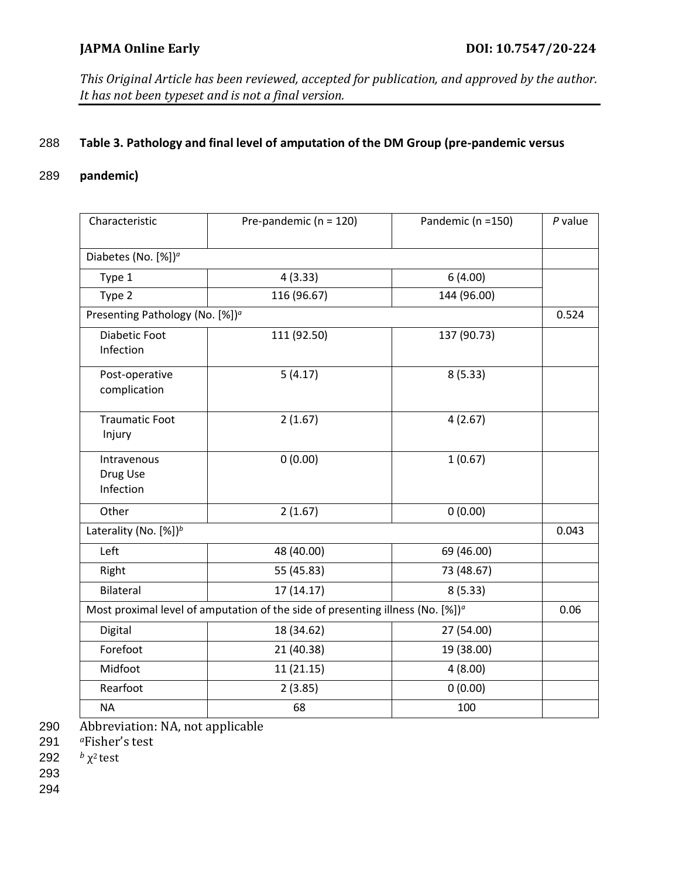**Table 3. Pathology and final level of amputation of the DM Group (pre-pandemic versus pandemic)**

| Characteristic | Pre-pandemic (n = 120) | Pandemic (n =150) | *P* value |
|---|---|---|---|
| Diabetes (No. [%])[a] | | | |
| Type 1 | 4 (3.33) | 6 (4.00) | |
| Type 2 | 116 (96.67) | 144 (96.00) | |
| Presenting Pathology (No. [%])[a] | | | 0.524 |
| Diabetic Foot Infection | 111 (92.50) | 137 (90.73) | |
| Post-operative complication | 5 (4.17) | 8 (5.33) | |
| Traumatic Foot Injury | 2 (1.67) | 4 (2.67) | |
| Intravenous Drug Use Infection | 0 (0.00) | 1 (0.67) | |
| Other | 2 (1.67) | 0 (0.00) | |
| Laterality (No. [%])[b] | | | 0.043 |
| Left | 48 (40.00) | 69 (46.00) | |
| Right | 55 (45.83) | 73 (48.67) | |
| Bilateral | 17 (14.17) | 8 (5.33) | |
| Most proximal level of amputation of the side of presenting illness (No. [%])[a] | | | 0.06 |
| Digital | 18 (34.62) | 27 (54.00) | |
| Forefoot | 21 (40.38) | 19 (38.00) | |
| Midfoot | 11 (21.15) | 4 (8.00) | |
| Rearfoot | 2 (3.85) | 0 (0.00) | |
| NA | 68 | 100 | |

Abbreviation: NA, not applicable

[a]Fisher's test

[b] $\chi^2$ test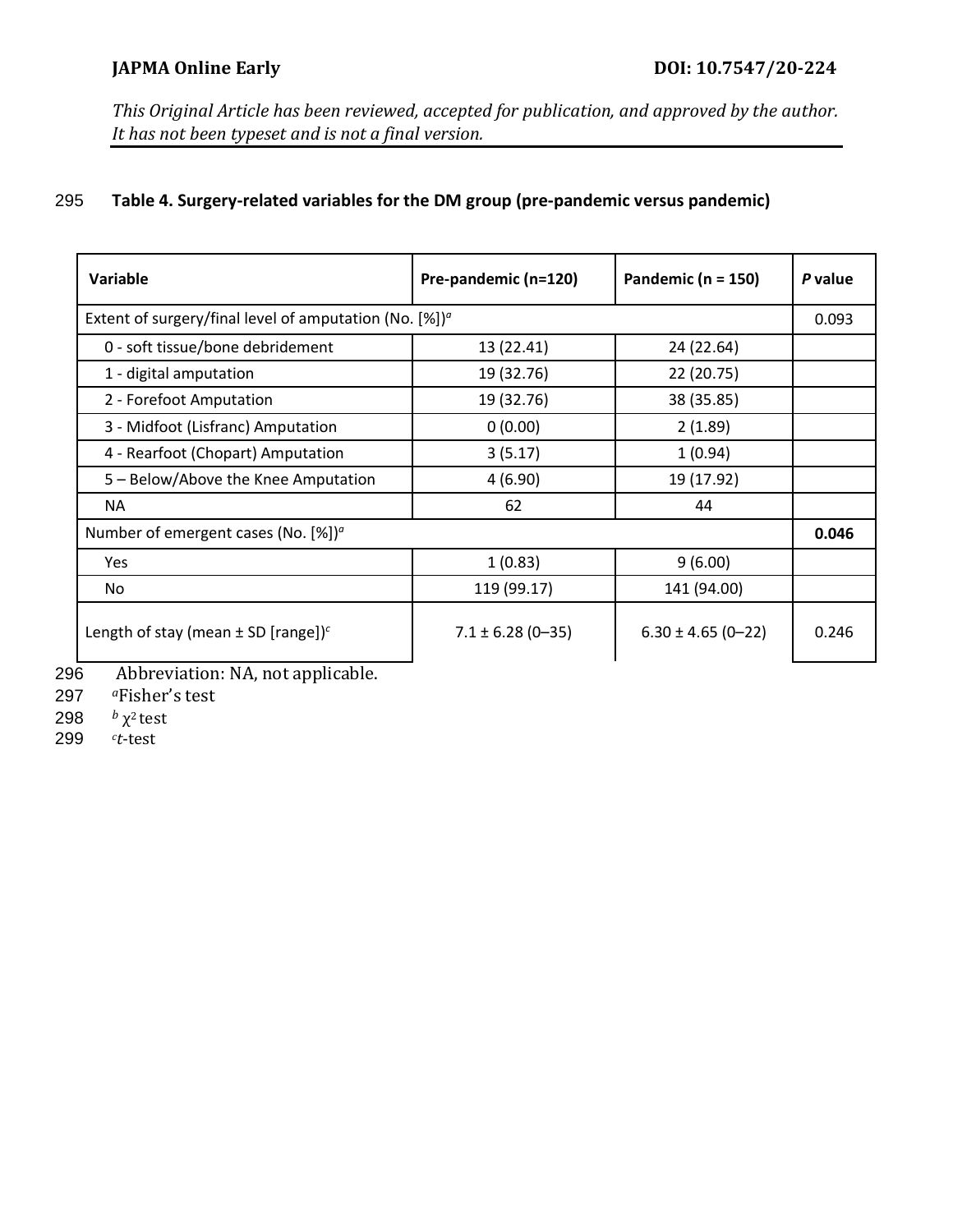**Table 4. Surgery-related variables for the DM group (pre-pandemic versus pandemic)**

| Variable | Pre-pandemic (n=120) | Pandemic (n = 150) | *P* value |
|---|---|---|---|
| Extent of surgery/final level of amputation (No. [%])[a] | | | 0.093 |
| 0 - soft tissue/bone debridement | 13 (22.41) | 24 (22.64) | |
| 1 - digital amputation | 19 (32.76) | 22 (20.75) | |
| 2 - Forefoot Amputation | 19 (32.76) | 38 (35.85) | |
| 3 - Midfoot (Lisfranc) Amputation | 0 (0.00) | 2 (1.89) | |
| 4 - Rearfoot (Chopart) Amputation | 3 (5.17) | 1 (0.94) | |
| 5 – Below/Above the Knee Amputation | 4 (6.90) | 19 (17.92) | |
| NA | 62 | 44 | |
| Number of emergent cases (No. [%])[a] | | | **0.046** |
| Yes | 1 (0.83) | 9 (6.00) | |
| No | 119 (99.17) | 141 (94.00) | |
| Length of stay (mean ± SD [range])[c] | 7.1 ± 6.28 (0–35) | 6.30 ± 4.65 (0–22) | 0.246 |

Abbreviation: NA, not applicable.

[a]Fisher's test

[b] $\chi^2$ test

[c]*t*-test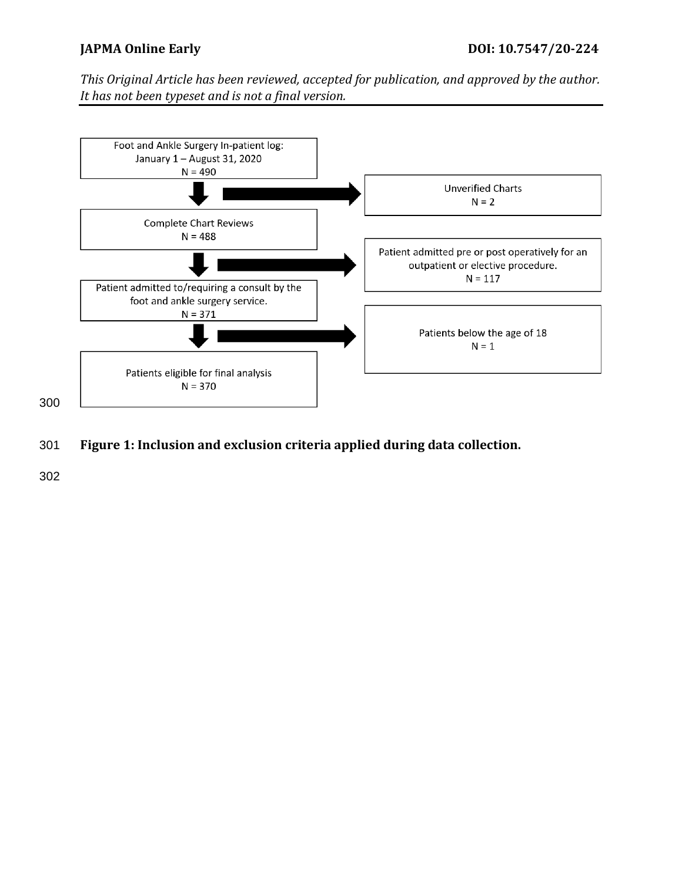Foot and Ankle Surgery In-patient log:
January 1 – August 31, 2020
N = 490

Unverified Charts
N = 2

Complete Chart Reviews
N = 488

Patient admitted pre or post operatively for an outpatient or elective procedure.
N = 117

Patient admitted to/requiring a consult by the foot and ankle surgery service.
N = 371

Patients below the age of 18
N = 1

Patients eligible for final analysis
N = 370

**Figure 1: Inclusion and exclusion criteria applied during data collection.**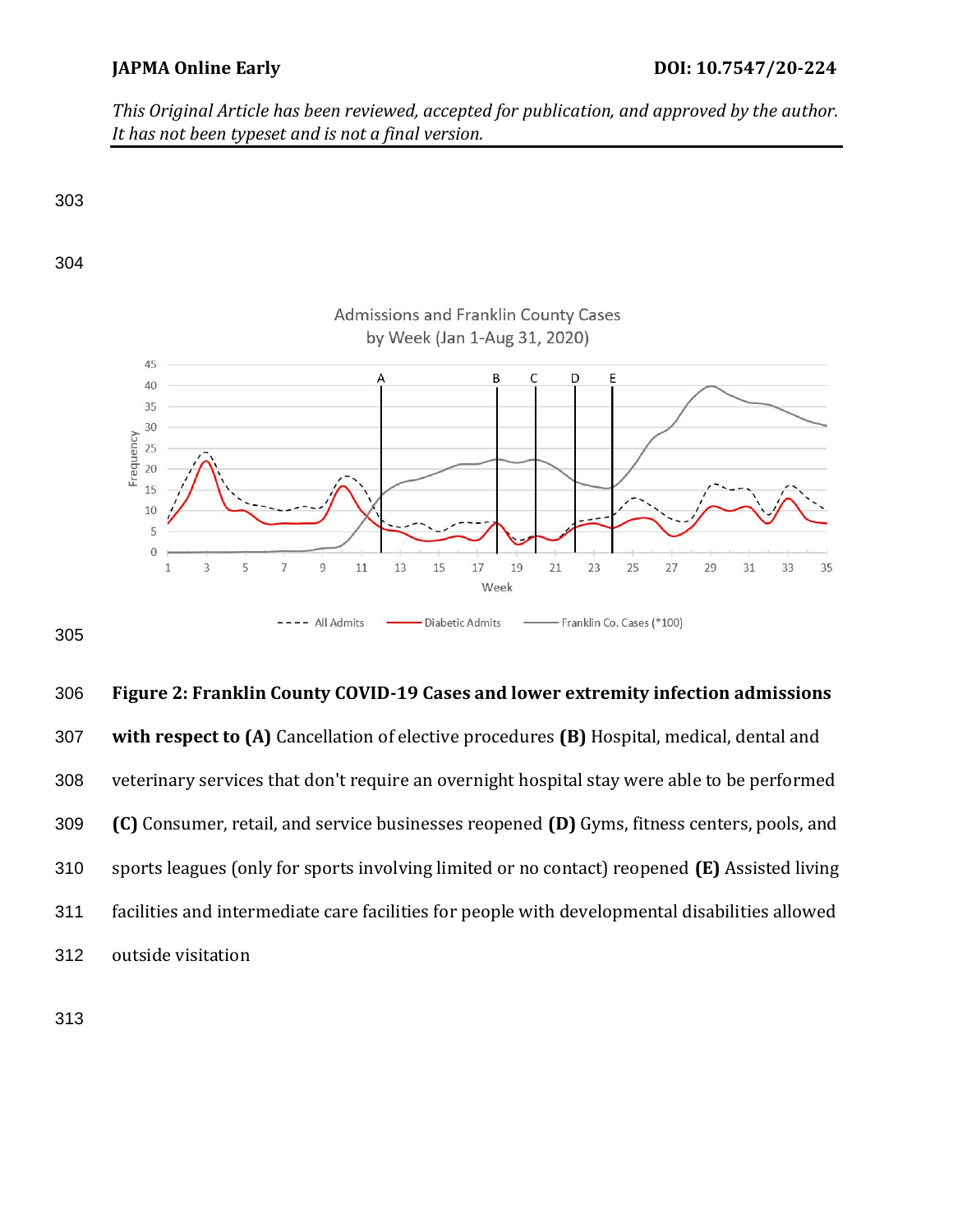**Figure 2: Franklin County COVID-19 Cases and lower extremity infection admissions with respect to (A)** Cancellation of elective procedures **(B)** Hospital, medical, dental and veterinary services that don't require an overnight hospital stay were able to be performed **(C)** Consumer, retail, and service businesses reopened **(D)** Gyms, fitness centers, pools, and sports leagues (only for sports involving limited or no contact) reopened **(E)** Assisted living facilities and intermediate care facilities for people with developmental disabilities allowed outside visitation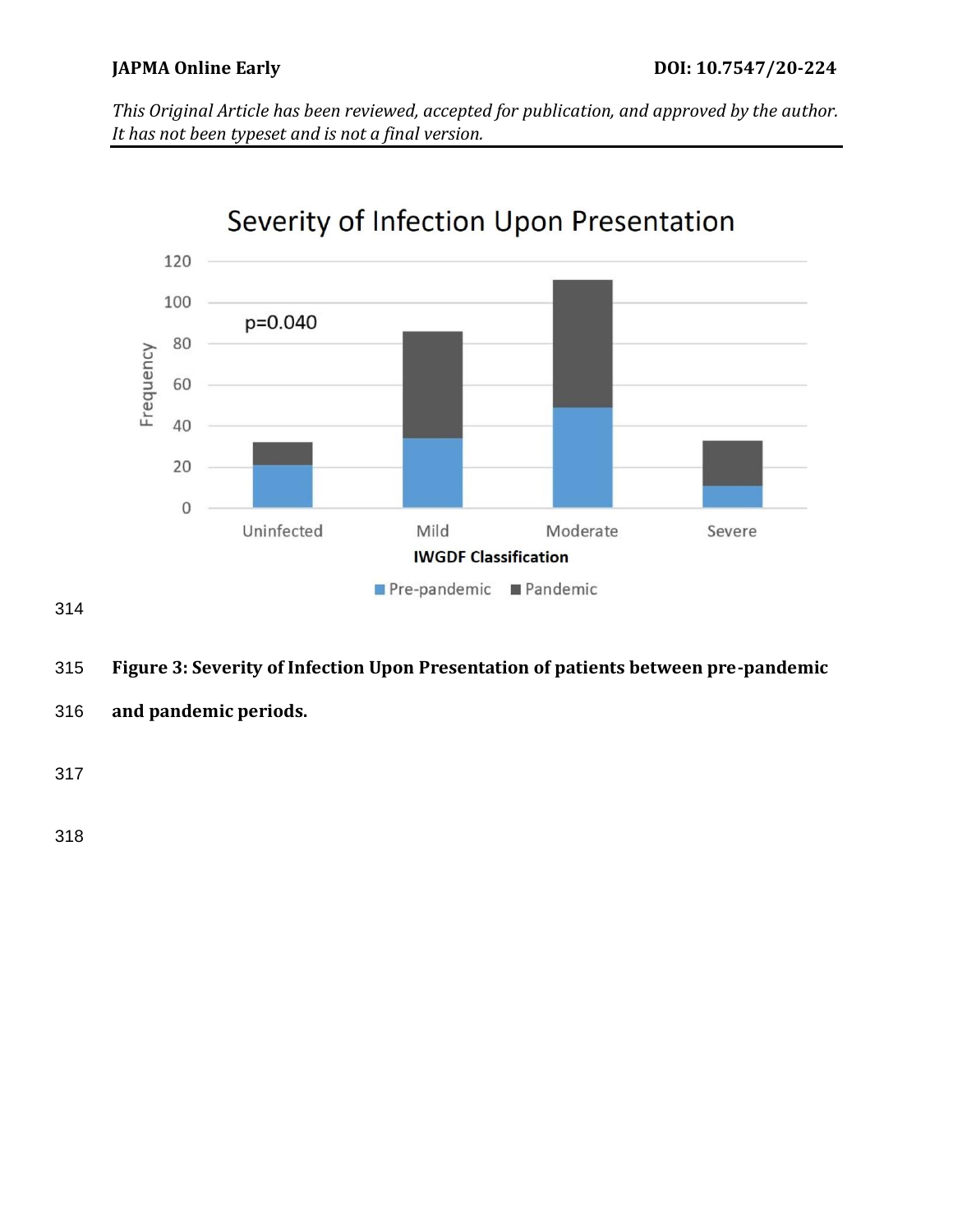Severity of Infection Upon Presentation

120
100
80
60
40
20
0

p=0.040

Frequency

Uninfected
Mild
Moderate
Severe

IWGDF Classification

Pre-pandemic
Pandemic

**Figure 3: Severity of Infection Upon Presentation of patients between pre-pandemic and pandemic periods.**